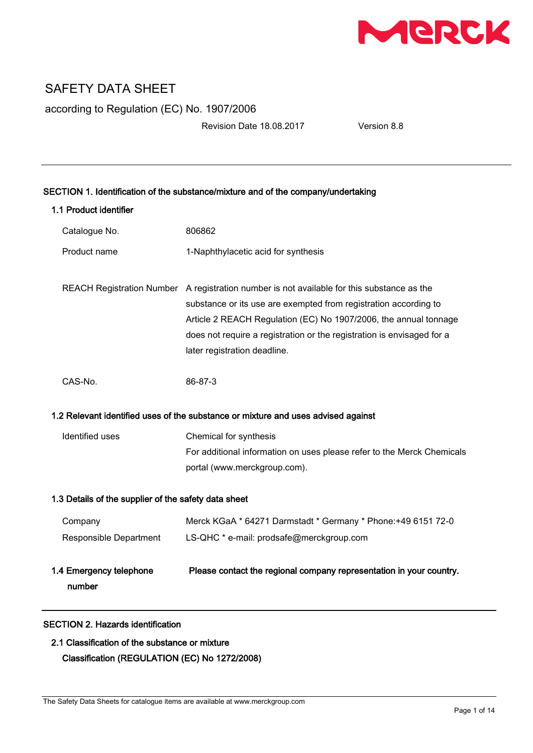# SAFETY DATA SHEET

according to Regulation (EC) No. 1907/2006

Revision Date 18.08.2017 Version 8.8

## SECTION 1. Identification of the substance/mixture and of the company/undertaking

### 1.1 Product identifier

| | |
|---|---|
| Catalogue No. | 806862 |
| Product name | 1-Naphthylacetic acid for synthesis |
| REACH Registration Number | A registration number is not available for this substance as the substance or its use are exempted from registration according to Article 2 REACH Regulation (EC) No 1907/2006, the annual tonnage does not require a registration or the registration is envisaged for a later registration deadline. |
| CAS-No. | 86-87-3 |

### 1.2 Relevant identified uses of the substance or mixture and uses advised against

| | |
|---|---|
| Identified uses | Chemical for synthesis<br>For additional information on uses please refer to the Merck Chemicals portal (www.merckgroup.com). |

### 1.3 Details of the supplier of the safety data sheet

| | |
|---|---|
| Company | Merck KGaA * 64271 Darmstadt * Germany * Phone:+49 6151 72-0 |
| Responsible Department | LS-QHC * e-mail: prodsafe@merckgroup.com |

### 1.4 Emergency telephone number

**Please contact the regional company representation in your country.**

## SECTION 2. Hazards identification

### 2.1 Classification of the substance or mixture

**Classification (REGULATION (EC) No 1272/2008)**

The Safety Data Sheets for catalogue items are available at www.merckgroup.com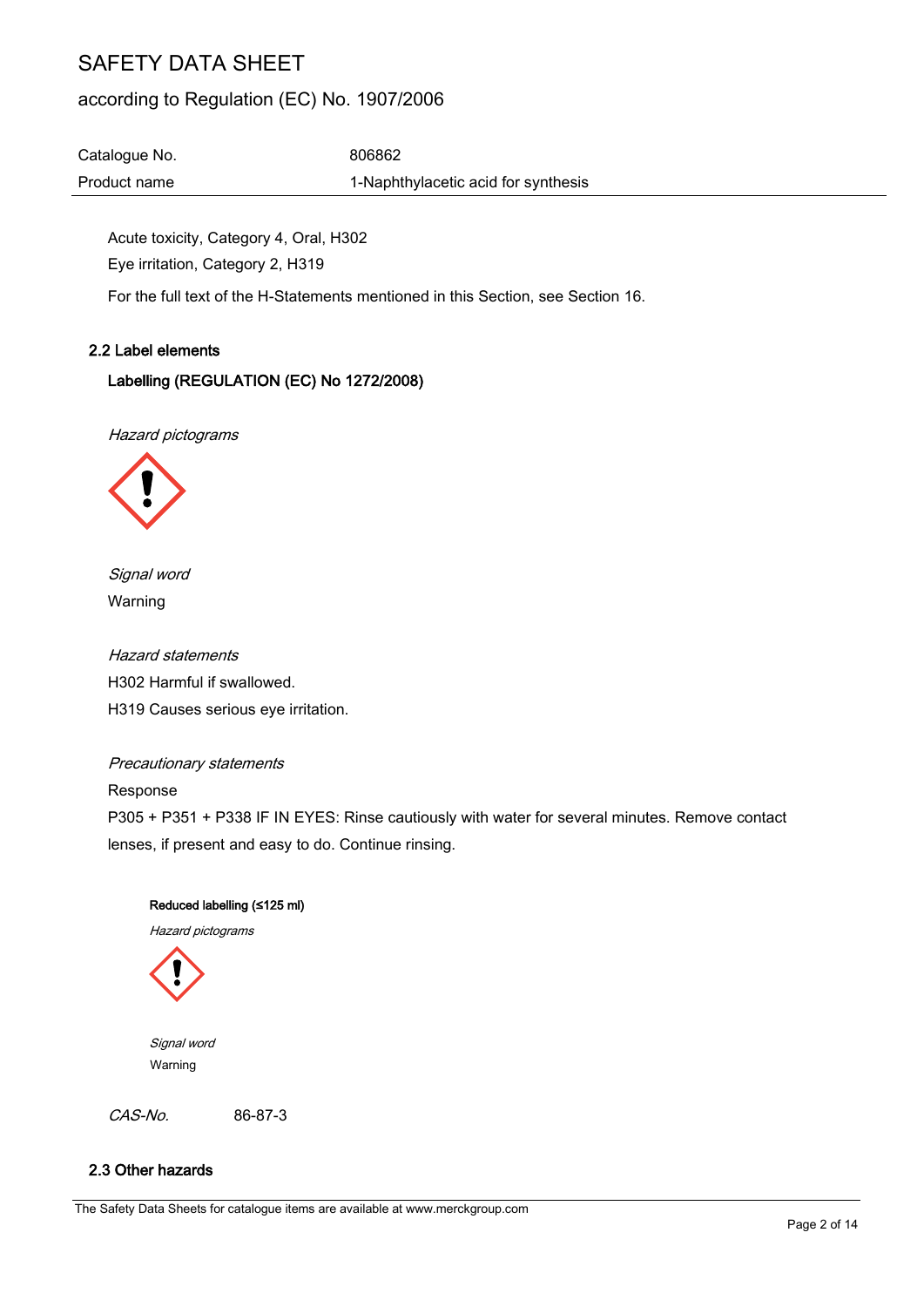Acute toxicity, Category 4, Oral, H302

Eye irritation, Category 2, H319

For the full text of the H-Statements mentioned in this Section, see Section 16.

## 2.2 Label elements

**Labelling (REGULATION (EC) No 1272/2008)**

*Hazard pictograms*

*Signal word*

Warning

*Hazard statements*

H302 Harmful if swallowed.

H319 Causes serious eye irritation.

*Precautionary statements*

Response

P305 + P351 + P338 IF IN EYES: Rinse cautiously with water for several minutes. Remove contact lenses, if present and easy to do. Continue rinsing.

**Reduced labelling (≤125 ml)**

*Hazard pictograms*

*Signal word*

Warning

*CAS-No.* 86-87-3

## 2.3 Other hazards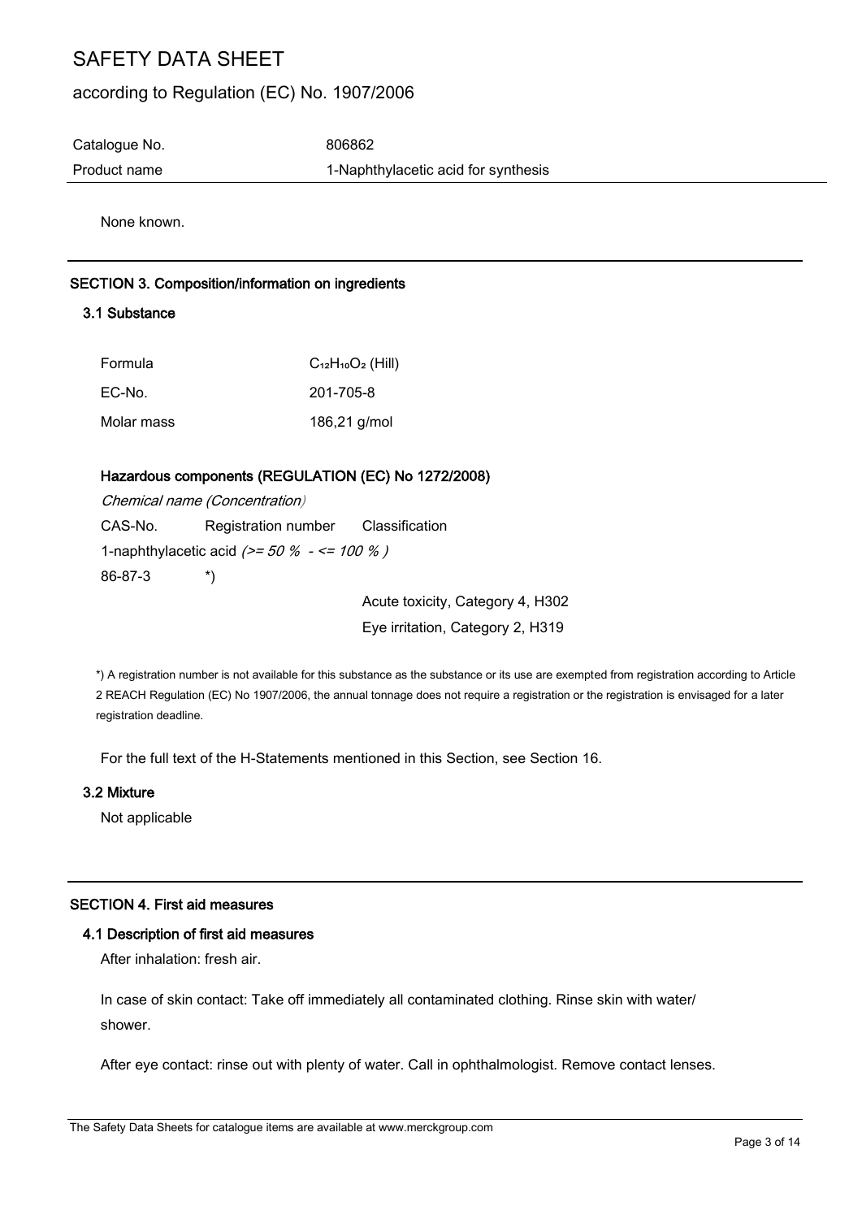None known.

## SECTION 3. Composition/information on ingredients

### 3.1 Substance

| | |
|---|---|
| Formula | $C_{12}H_{10}O_2$ (Hill) |
| EC-No. | 201-705-8 |
| Molar mass | 186,21 g/mol |

### Hazardous components (REGULATION (EC) No 1272/2008)

*Chemical name (Concentration)*

| CAS-No. | Registration number | Classification |
|---|---|---|
| 1-naphthylacetic acid *(>= 50 % - <= 100 % )* | | |
| 86-87-3 | *) | |
| | | Acute toxicity, Category 4, H302 |
| | | Eye irritation, Category 2, H319 |

*) A registration number is not available for this substance as the substance or its use are exempted from registration according to Article 2 REACH Regulation (EC) No 1907/2006, the annual tonnage does not require a registration or the registration is envisaged for a later registration deadline.

For the full text of the H-Statements mentioned in this Section, see Section 16.

### 3.2 Mixture

Not applicable

## SECTION 4. First aid measures

### 4.1 Description of first aid measures

After inhalation: fresh air.

In case of skin contact: Take off immediately all contaminated clothing. Rinse skin with water/ shower.

After eye contact: rinse out with plenty of water. Call in ophthalmologist. Remove contact lenses.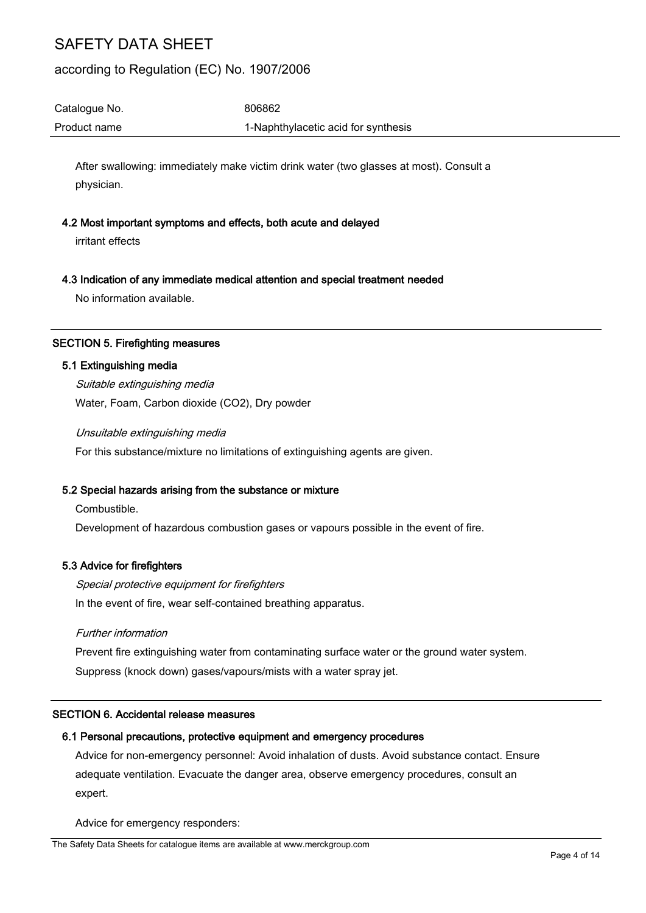After swallowing: immediately make victim drink water (two glasses at most). Consult a physician.

### 4.2 Most important symptoms and effects, both acute and delayed

irritant effects

### 4.3 Indication of any immediate medical attention and special treatment needed

No information available.

## SECTION 5. Firefighting measures

### 5.1 Extinguishing media

*Suitable extinguishing media*

Water, Foam, Carbon dioxide ($CO_2$), Dry powder

*Unsuitable extinguishing media*

For this substance/mixture no limitations of extinguishing agents are given.

### 5.2 Special hazards arising from the substance or mixture

Combustible.

Development of hazardous combustion gases or vapours possible in the event of fire.

### 5.3 Advice for firefighters

*Special protective equipment for firefighters*

In the event of fire, wear self-contained breathing apparatus.

*Further information*

Prevent fire extinguishing water from contaminating surface water or the ground water system.

Suppress (knock down) gases/vapours/mists with a water spray jet.

## SECTION 6. Accidental release measures

### 6.1 Personal precautions, protective equipment and emergency procedures

Advice for non-emergency personnel: Avoid inhalation of dusts. Avoid substance contact. Ensure adequate ventilation. Evacuate the danger area, observe emergency procedures, consult an expert.

Advice for emergency responders: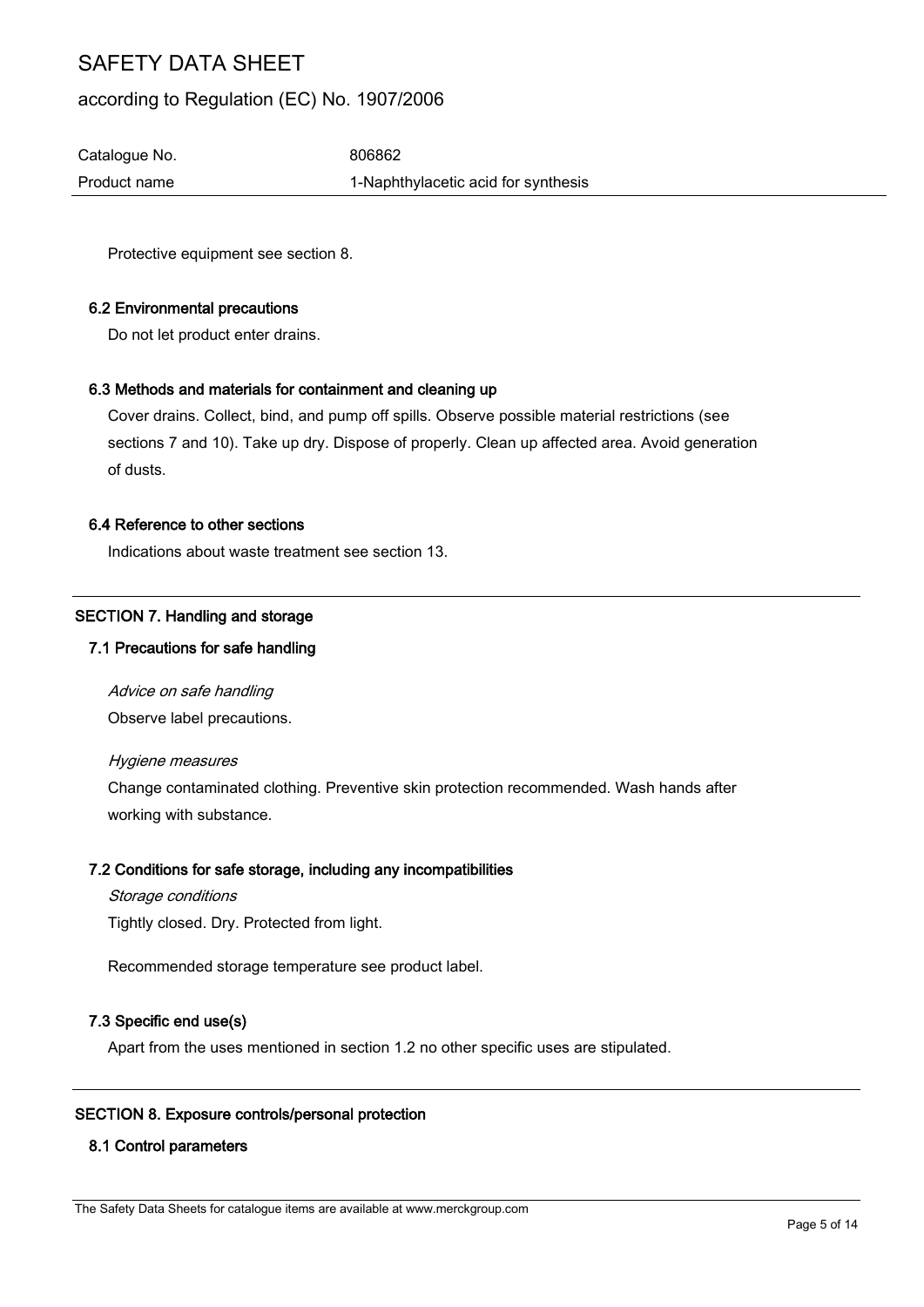Protective equipment see section 8.

### 6.2 Environmental precautions

Do not let product enter drains.

### 6.3 Methods and materials for containment and cleaning up

Cover drains. Collect, bind, and pump off spills. Observe possible material restrictions (see sections 7 and 10). Take up dry. Dispose of properly. Clean up affected area. Avoid generation of dusts.

### 6.4 Reference to other sections

Indications about waste treatment see section 13.

## SECTION 7. Handling and storage

### 7.1 Precautions for safe handling

*Advice on safe handling*

Observe label precautions.

*Hygiene measures*

Change contaminated clothing. Preventive skin protection recommended. Wash hands after working with substance.

### 7.2 Conditions for safe storage, including any incompatibilities

*Storage conditions*

Tightly closed. Dry. Protected from light.

Recommended storage temperature see product label.

### 7.3 Specific end use(s)

Apart from the uses mentioned in section 1.2 no other specific uses are stipulated.

## SECTION 8. Exposure controls/personal protection

### 8.1 Control parameters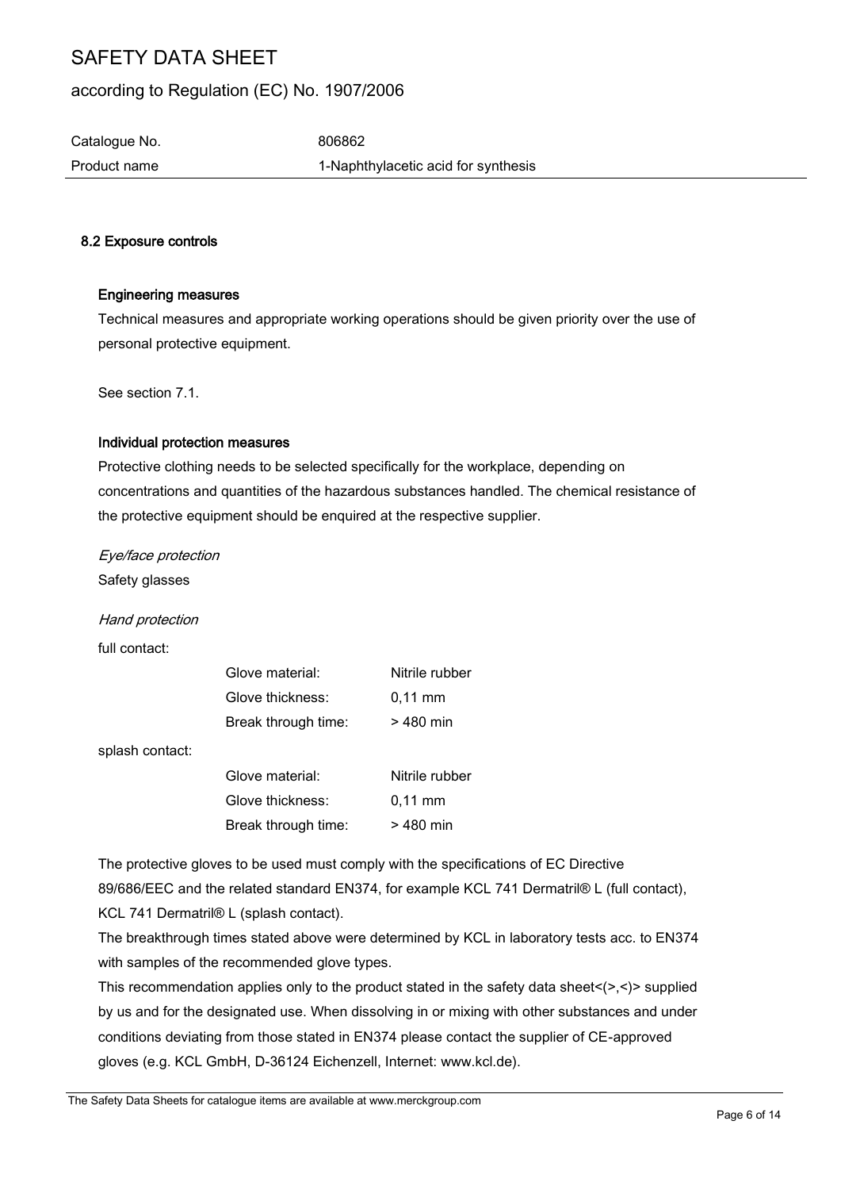### 8.2 Exposure controls

#### Engineering measures

Technical measures and appropriate working operations should be given priority over the use of personal protective equipment.

See section 7.1.

#### Individual protection measures

Protective clothing needs to be selected specifically for the workplace, depending on concentrations and quantities of the hazardous substances handled. The chemical resistance of the protective equipment should be enquired at the respective supplier.

*Eye/face protection*

Safety glasses

*Hand protection*

full contact:

| | |
|---|---|
| Glove material: | Nitrile rubber |
| Glove thickness: | 0,11 mm |
| Break through time: | > 480 min |

splash contact:

| | |
|---|---|
| Glove material: | Nitrile rubber |
| Glove thickness: | 0,11 mm |
| Break through time: | > 480 min |

The protective gloves to be used must comply with the specifications of EC Directive 89/686/EEC and the related standard EN374, for example KCL 741 Dermatril® L (full contact), KCL 741 Dermatril® L (splash contact).

The breakthrough times stated above were determined by KCL in laboratory tests acc. to EN374 with samples of the recommended glove types.

This recommendation applies only to the product stated in the safety data sheet<(>,<)> supplied by us and for the designated use. When dissolving in or mixing with other substances and under conditions deviating from those stated in EN374 please contact the supplier of CE-approved gloves (e.g. KCL GmbH, D-36124 Eichenzell, Internet: www.kcl.de).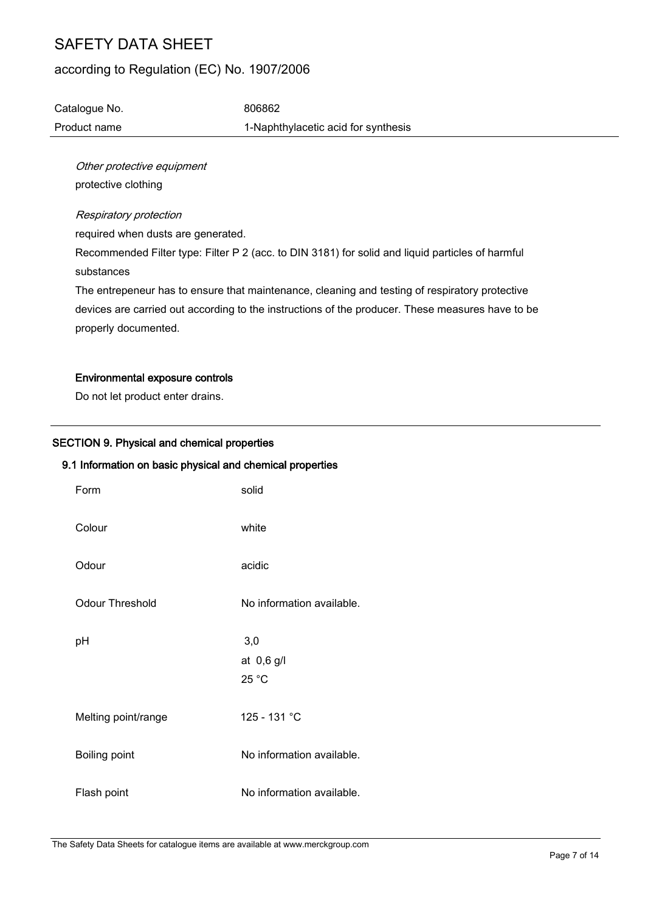*Other protective equipment*

protective clothing

*Respiratory protection*

required when dusts are generated.

Recommended Filter type: Filter P 2 (acc. to DIN 3181) for solid and liquid particles of harmful substances

The entrepeneur has to ensure that maintenance, cleaning and testing of respiratory protective devices are carried out according to the instructions of the producer. These measures have to be properly documented.

**Environmental exposure controls**

Do not let product enter drains.

## SECTION 9. Physical and chemical properties

### 9.1 Information on basic physical and chemical properties

| | |
|---|---|
| Form | solid |
| Colour | white |
| Odour | acidic |
| Odour Threshold | No information available. |
| pH | 3,0<br>at 0,6 g/l<br>25 °C |
| Melting point/range | 125 - 131 °C |
| Boiling point | No information available. |
| Flash point | No information available. |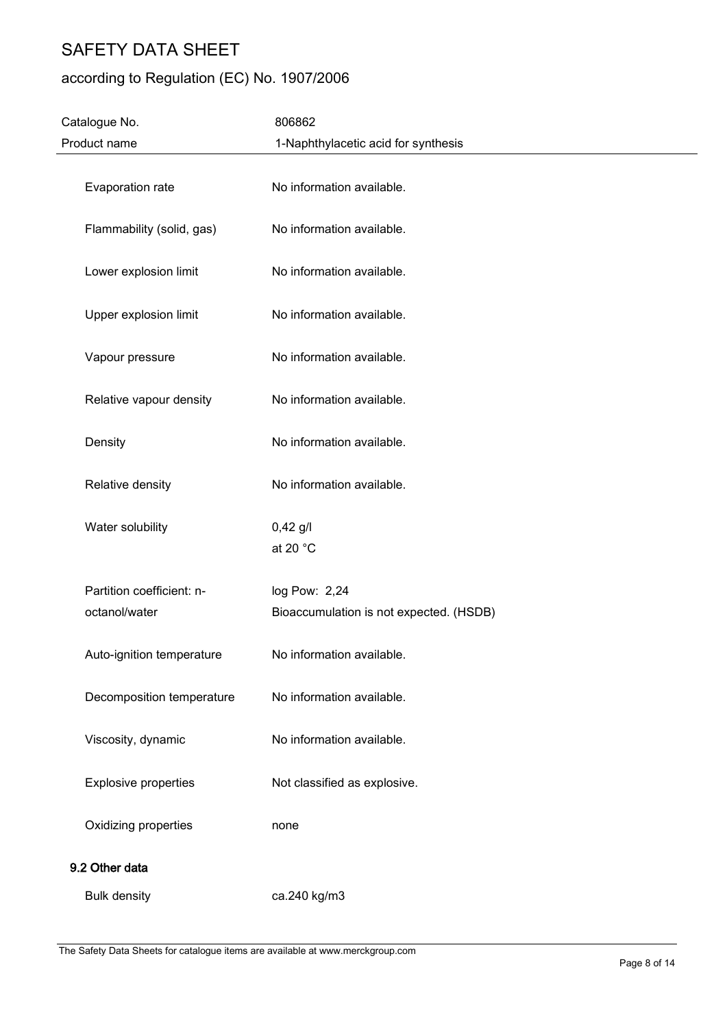| | |
|---|---|
| Evaporation rate | No information available. |
| Flammability (solid, gas) | No information available. |
| Lower explosion limit | No information available. |
| Upper explosion limit | No information available. |
| Vapour pressure | No information available. |
| Relative vapour density | No information available. |
| Density | No information available. |
| Relative density | No information available. |
| Water solubility | 0,42 g/l<br>at 20 °C |
| Partition coefficient: n-octanol/water | log Pow: 2,24<br>Bioaccumulation is not expected. (HSDB) |
| Auto-ignition temperature | No information available. |
| Decomposition temperature | No information available. |
| Viscosity, dynamic | No information available. |
| Explosive properties | Not classified as explosive. |
| Oxidizing properties | none |

### 9.2 Other data

| | |
|---|---|
| Bulk density | ca.240 kg/m3 |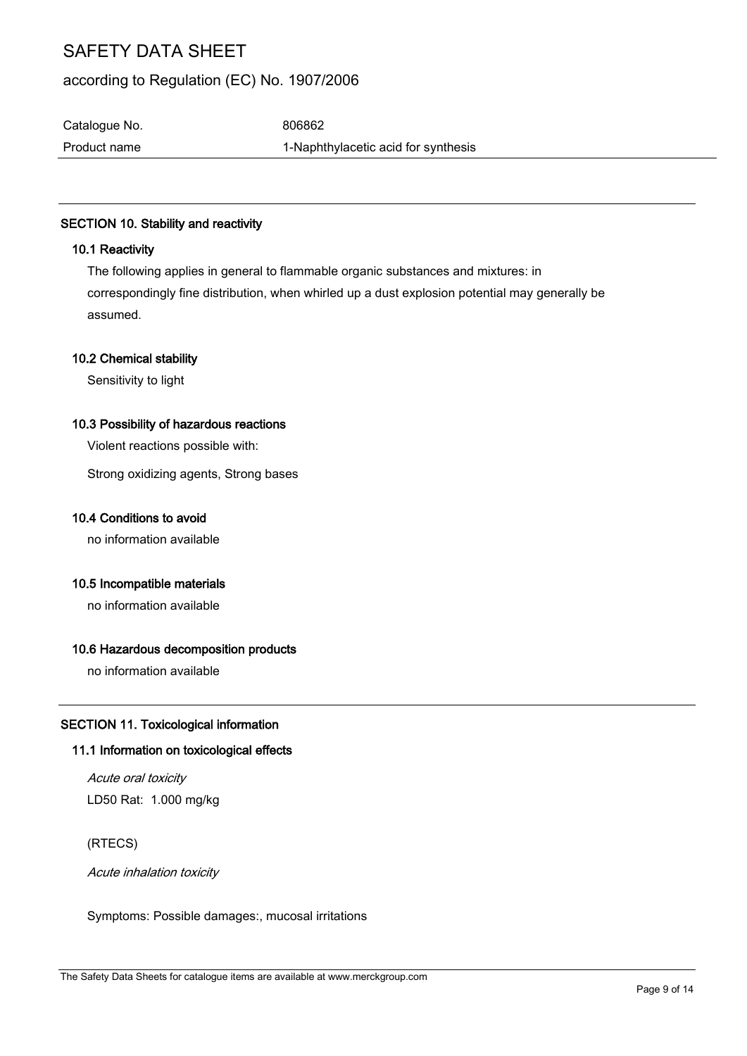## SECTION 10. Stability and reactivity

### 10.1 Reactivity

The following applies in general to flammable organic substances and mixtures: in correspondingly fine distribution, when whirled up a dust explosion potential may generally be assumed.

### 10.2 Chemical stability

Sensitivity to light

### 10.3 Possibility of hazardous reactions

Violent reactions possible with:

Strong oxidizing agents, Strong bases

### 10.4 Conditions to avoid

no information available

### 10.5 Incompatible materials

no information available

### 10.6 Hazardous decomposition products

no information available

## SECTION 11. Toxicological information

### 11.1 Information on toxicological effects

*Acute oral toxicity*

LD50 Rat: 1.000 mg/kg

(RTECS)

*Acute inhalation toxicity*

Symptoms: Possible damages:, mucosal irritations

The Safety Data Sheets for catalogue items are available at www.merckgroup.com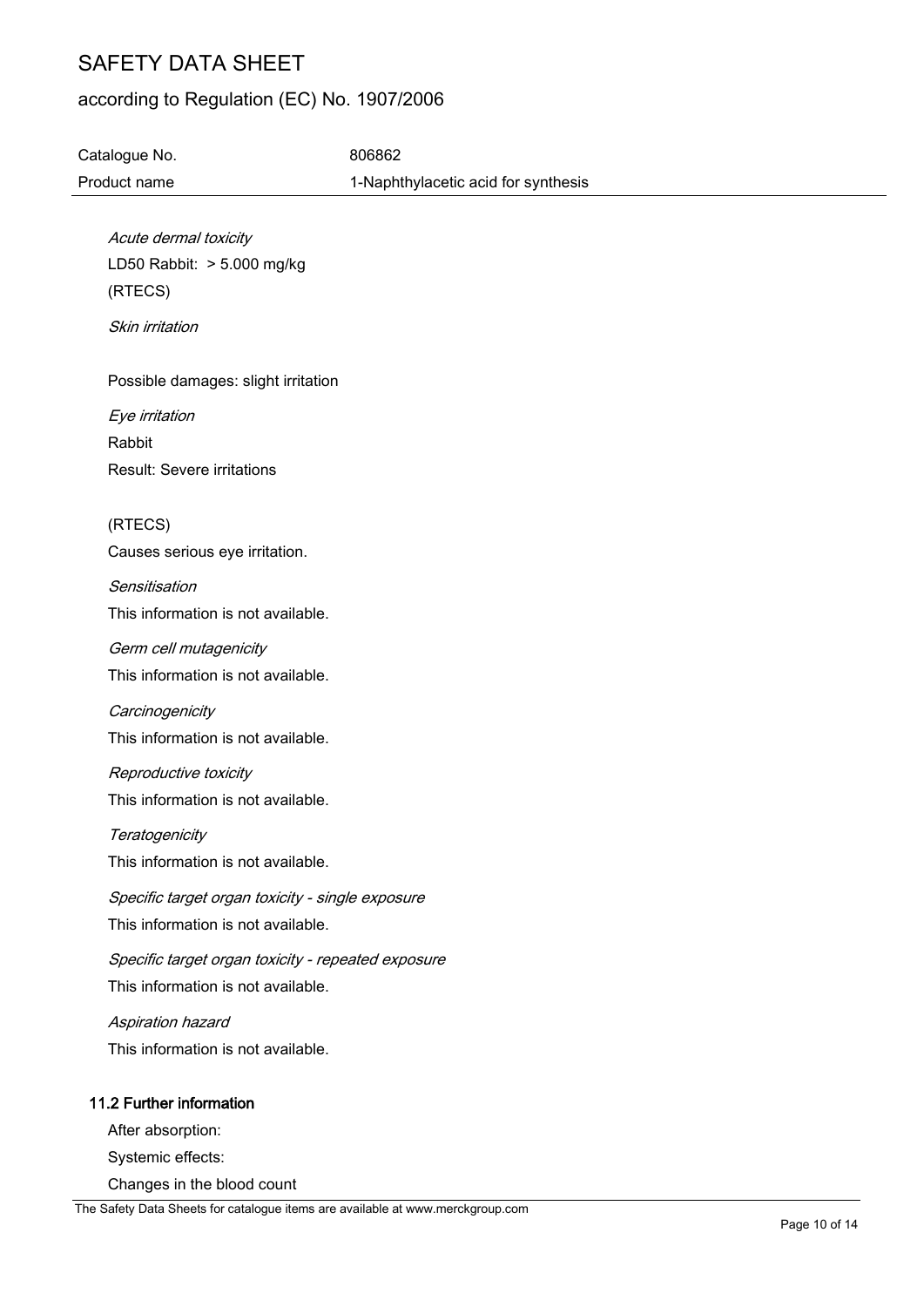*Acute dermal toxicity*

LD50 Rabbit: > 5.000 mg/kg

(RTECS)

*Skin irritation*

Possible damages: slight irritation

*Eye irritation*

Rabbit

Result: Severe irritations

(RTECS)

Causes serious eye irritation.

*Sensitisation*

This information is not available.

*Germ cell mutagenicity*

This information is not available.

*Carcinogenicity*

This information is not available.

*Reproductive toxicity*

This information is not available.

*Teratogenicity*

This information is not available.

*Specific target organ toxicity - single exposure*

This information is not available.

*Specific target organ toxicity - repeated exposure*

This information is not available.

*Aspiration hazard*

This information is not available.

### 11.2 Further information

After absorption:

Systemic effects:

Changes in the blood count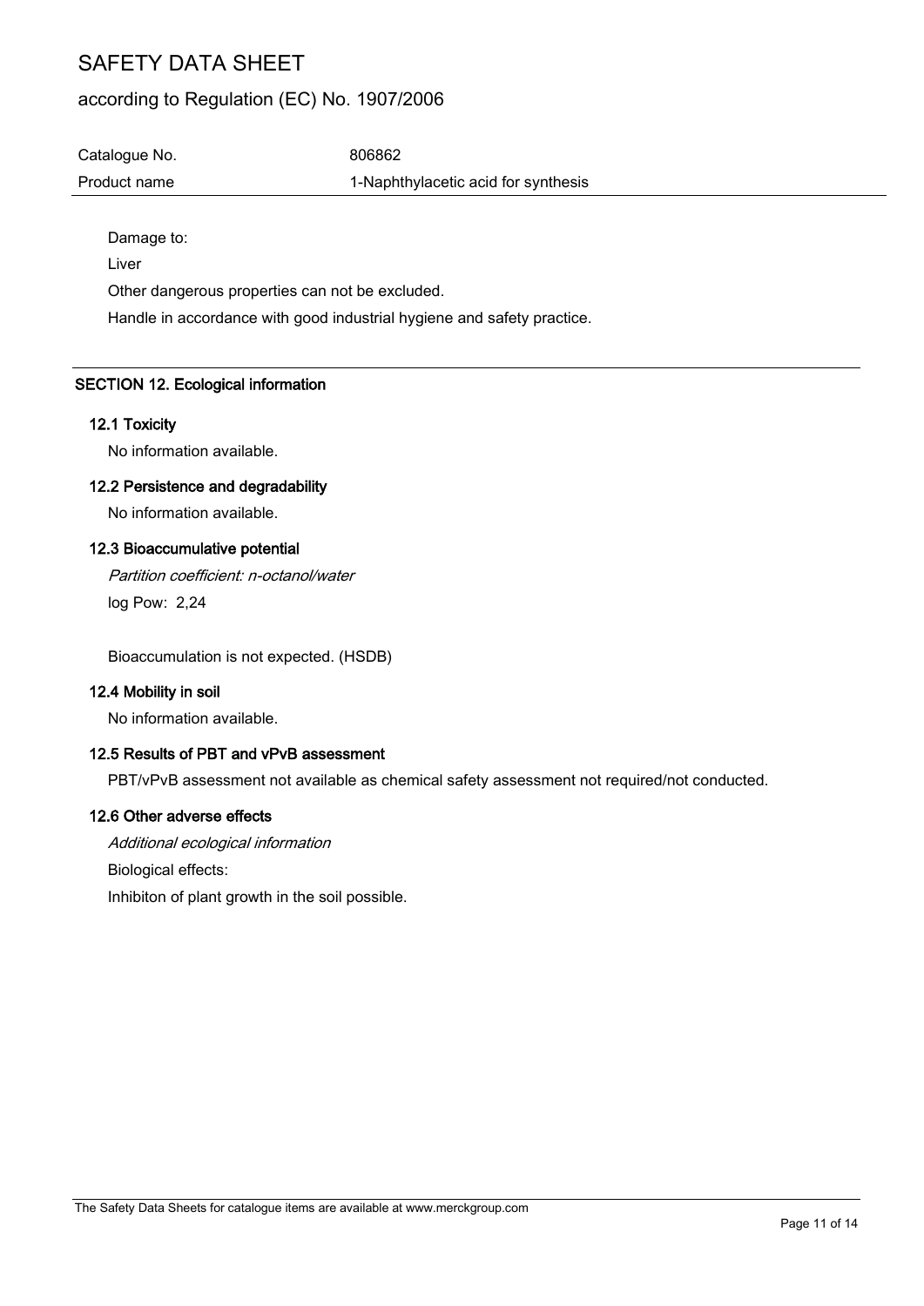Damage to:

Liver

Other dangerous properties can not be excluded.

Handle in accordance with good industrial hygiene and safety practice.

## SECTION 12. Ecological information

### 12.1 Toxicity

No information available.

### 12.2 Persistence and degradability

No information available.

### 12.3 Bioaccumulative potential

*Partition coefficient: n-octanol/water*

log Pow: 2,24

Bioaccumulation is not expected. (HSDB)

### 12.4 Mobility in soil

No information available.

### 12.5 Results of PBT and vPvB assessment

PBT/vPvB assessment not available as chemical safety assessment not required/not conducted.

### 12.6 Other adverse effects

*Additional ecological information*

Biological effects:

Inhibiton of plant growth in the soil possible.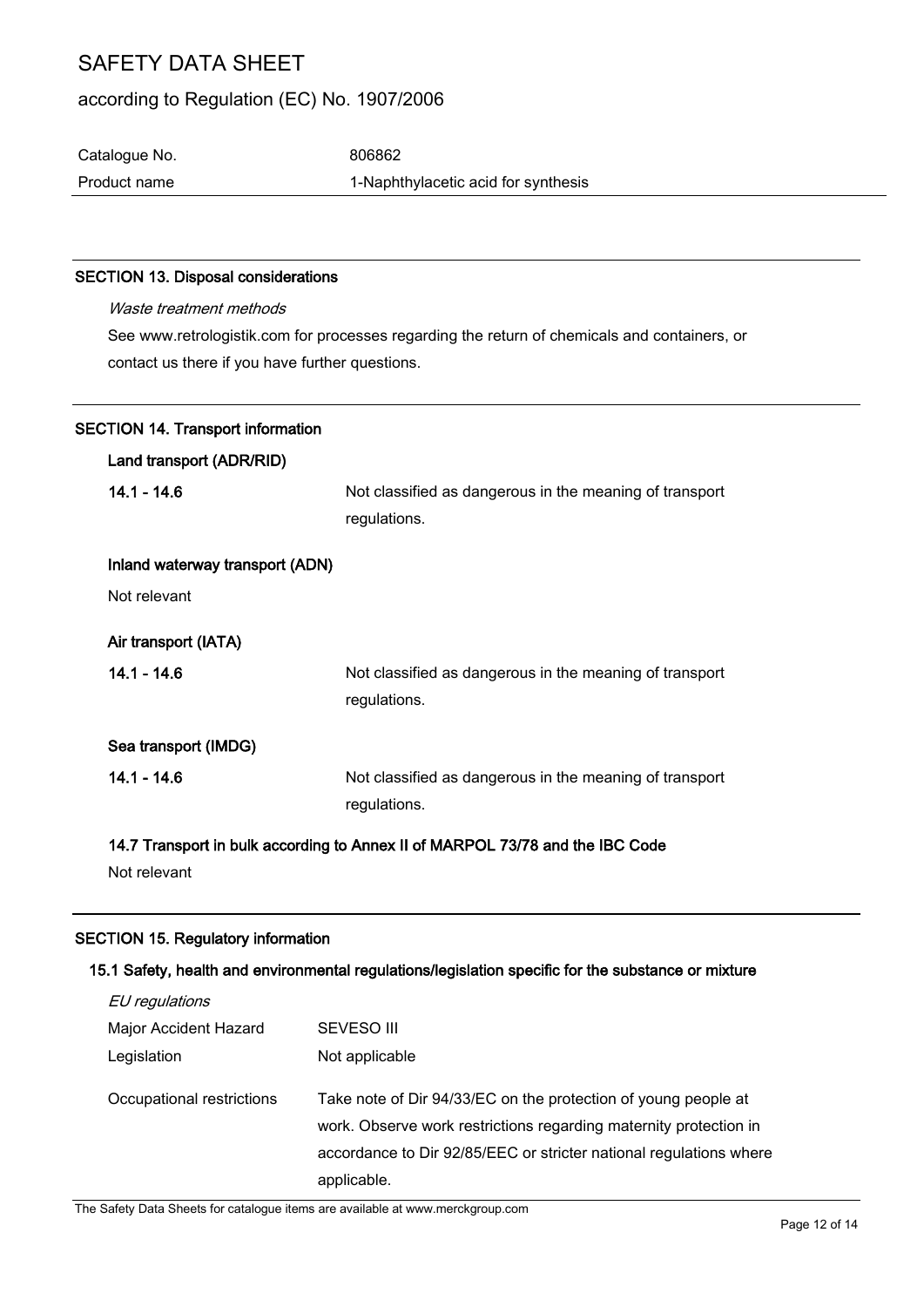## SECTION 13. Disposal considerations

*Waste treatment methods*

See www.retrologistik.com for processes regarding the return of chemicals and containers, or contact us there if you have further questions.

## SECTION 14. Transport information

**Land transport (ADR/RID)**

| | |
|---|---|
| **14.1 - 14.6** | Not classified as dangerous in the meaning of transport regulations. |

**Inland waterway transport (ADN)**

Not relevant

**Air transport (IATA)**

| | |
|---|---|
| **14.1 - 14.6** | Not classified as dangerous in the meaning of transport regulations. |

**Sea transport (IMDG)**

| | |
|---|---|
| **14.1 - 14.6** | Not classified as dangerous in the meaning of transport regulations. |

**14.7 Transport in bulk according to Annex II of MARPOL 73/78 and the IBC Code**

Not relevant

## SECTION 15. Regulatory information

**15.1 Safety, health and environmental regulations/legislation specific for the substance or mixture**

*EU regulations*

| | |
|---|---|
| Major Accident Hazard Legislation | SEVESO III<br>Not applicable |
| Occupational restrictions | Take note of Dir 94/33/EC on the protection of young people at work. Observe work restrictions regarding maternity protection in accordance to Dir 92/85/EEC or stricter national regulations where applicable. |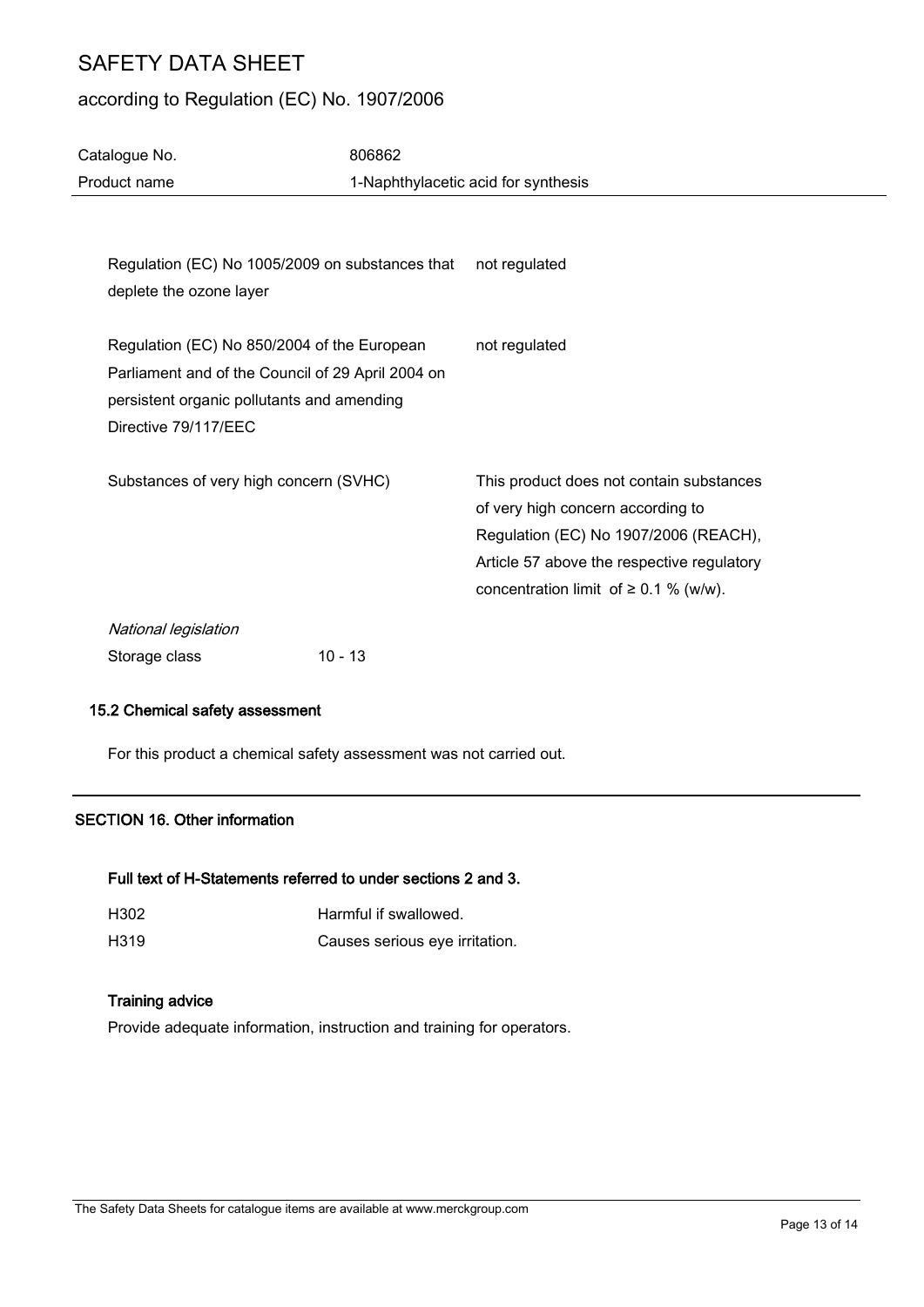| | |
|---|---|
| Regulation (EC) No 1005/2009 on substances that deplete the ozone layer | not regulated |
| Regulation (EC) No 850/2004 of the European Parliament and of the Council of 29 April 2004 on persistent organic pollutants and amending Directive 79/117/EEC | not regulated |
| Substances of very high concern (SVHC) | This product does not contain substances of very high concern according to Regulation (EC) No 1907/2006 (REACH), Article 57 above the respective regulatory concentration limit of ≥ 0.1 % (w/w). |

*National legislation*

Storage class 10 - 13

### 15.2 Chemical safety assessment

For this product a chemical safety assessment was not carried out.

## SECTION 16. Other information

### Full text of H-Statements referred to under sections 2 and 3.

| | |
|---|---|
| H302 | Harmful if swallowed. |
| H319 | Causes serious eye irritation. |

### Training advice

Provide adequate information, instruction and training for operators.

The Safety Data Sheets for catalogue items are available at www.merckgroup.com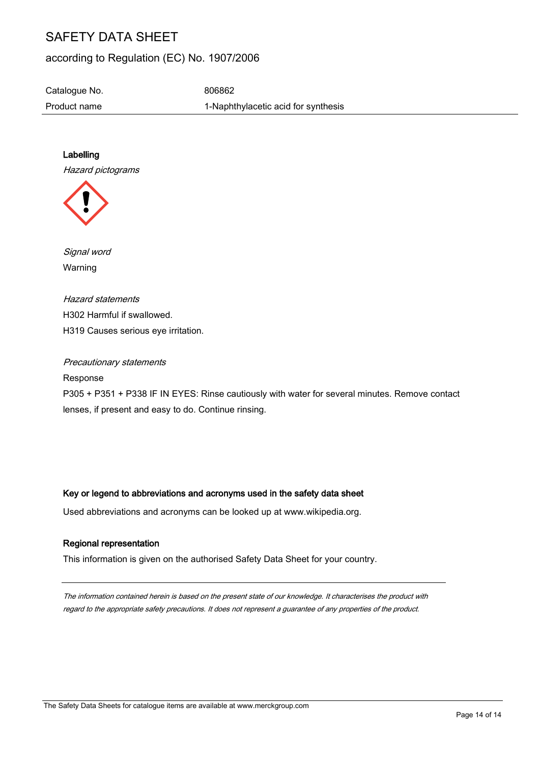**Labelling**

*Hazard pictograms*

*Signal word*

Warning

*Hazard statements*

H302 Harmful if swallowed.

H319 Causes serious eye irritation.

*Precautionary statements*

Response

P305 + P351 + P338 IF IN EYES: Rinse cautiously with water for several minutes. Remove contact lenses, if present and easy to do. Continue rinsing.

**Key or legend to abbreviations and acronyms used in the safety data sheet**

Used abbreviations and acronyms can be looked up at www.wikipedia.org.

**Regional representation**

This information is given on the authorised Safety Data Sheet for your country.

---

*The information contained herein is based on the present state of our knowledge. It characterises the product with regard to the appropriate safety precautions. It does not represent a guarantee of any properties of the product.*